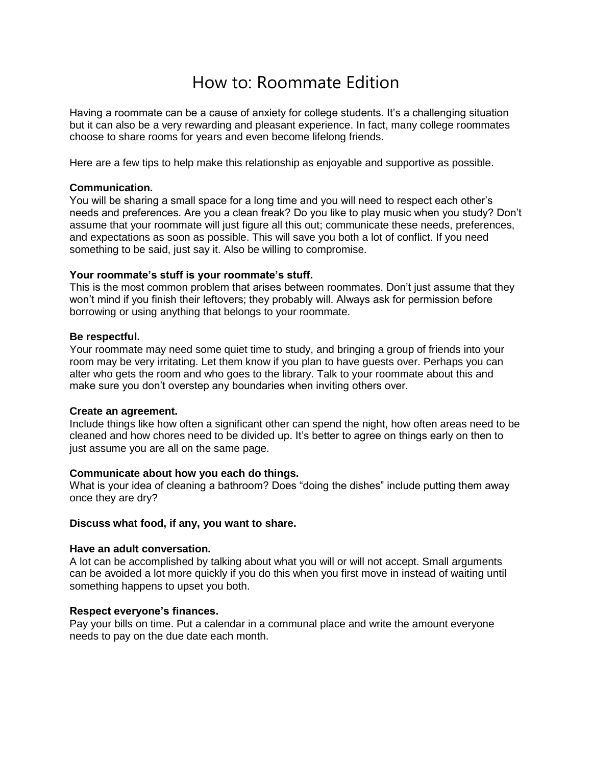# How to: Roommate Edition

Having a roommate can be a cause of anxiety for college students. It's a challenging situation but it can also be a very rewarding and pleasant experience. In fact, many college roommates choose to share rooms for years and even become lifelong friends.

Here are a few tips to help make this relationship as enjoyable and supportive as possible.

**Communication.**
You will be sharing a small space for a long time and you will need to respect each other's needs and preferences. Are you a clean freak? Do you like to play music when you study? Don't assume that your roommate will just figure all this out; communicate these needs, preferences, and expectations as soon as possible. This will save you both a lot of conflict. If you need something to be said, just say it. Also be willing to compromise.

**Your roommate's stuff is your roommate's stuff.**
This is the most common problem that arises between roommates. Don't just assume that they won't mind if you finish their leftovers; they probably will. Always ask for permission before borrowing or using anything that belongs to your roommate.

**Be respectful.**
Your roommate may need some quiet time to study, and bringing a group of friends into your room may be very irritating. Let them know if you plan to have guests over. Perhaps you can alter who gets the room and who goes to the library. Talk to your roommate about this and make sure you don't overstep any boundaries when inviting others over.

**Create an agreement.**
Include things like how often a significant other can spend the night, how often areas need to be cleaned and how chores need to be divided up. It's better to agree on things early on then to just assume you are all on the same page.

**Communicate about how you each do things.**
What is your idea of cleaning a bathroom? Does "doing the dishes" include putting them away once they are dry?

**Discuss what food, if any, you want to share.**

**Have an adult conversation.**
A lot can be accomplished by talking about what you will or will not accept. Small arguments can be avoided a lot more quickly if you do this when you first move in instead of waiting until something happens to upset you both.

**Respect everyone's finances.**
Pay your bills on time. Put a calendar in a communal place and write the amount everyone needs to pay on the due date each month.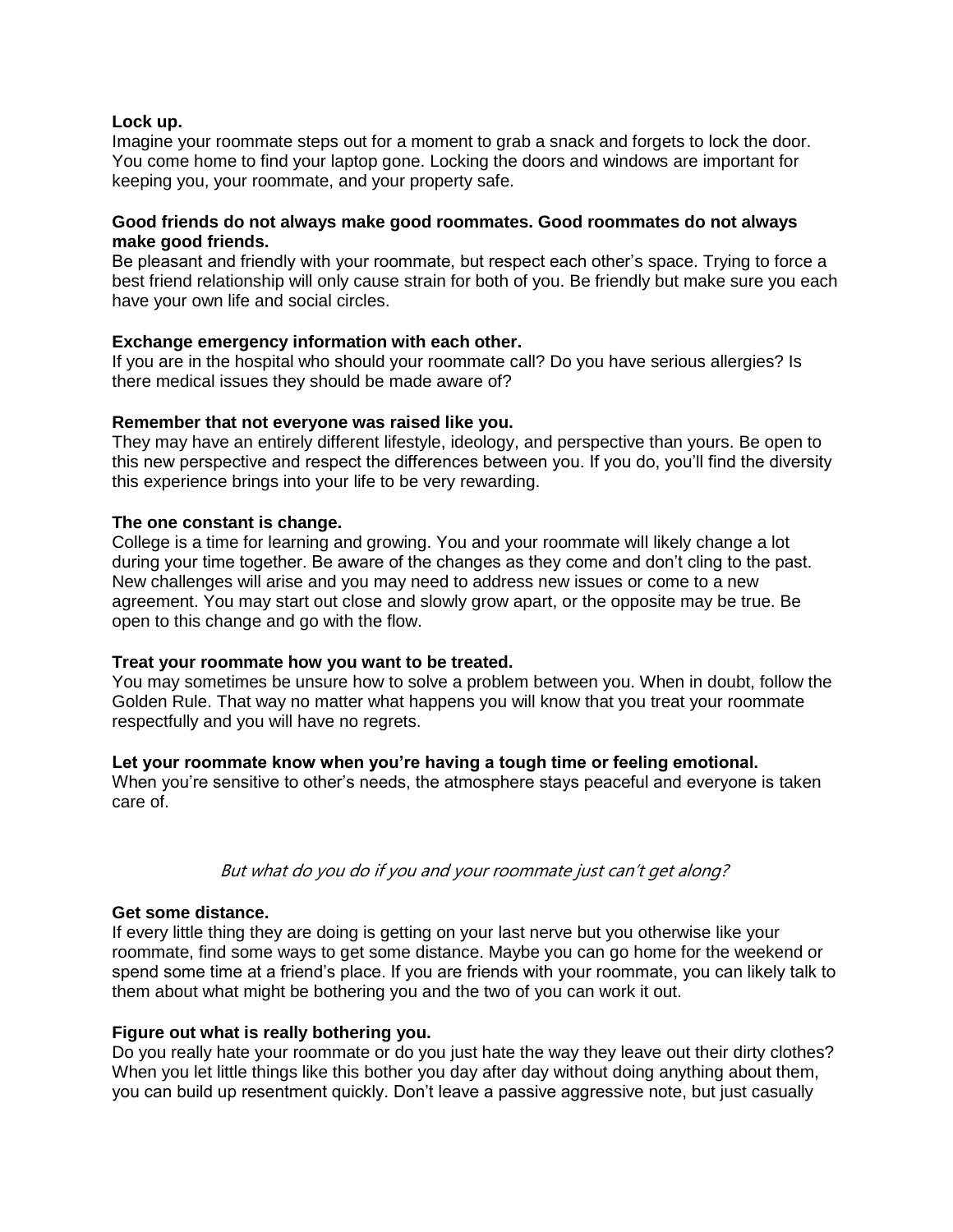**Lock up.**
Imagine your roommate steps out for a moment to grab a snack and forgets to lock the door. You come home to find your laptop gone. Locking the doors and windows are important for keeping you, your roommate, and your property safe.

**Good friends do not always make good roommates. Good roommates do not always make good friends.**
Be pleasant and friendly with your roommate, but respect each other's space. Trying to force a best friend relationship will only cause strain for both of you. Be friendly but make sure you each have your own life and social circles.

**Exchange emergency information with each other.**
If you are in the hospital who should your roommate call? Do you have serious allergies? Is there medical issues they should be made aware of?

**Remember that not everyone was raised like you.**
They may have an entirely different lifestyle, ideology, and perspective than yours. Be open to this new perspective and respect the differences between you. If you do, you'll find the diversity this experience brings into your life to be very rewarding.

**The one constant is change.**
College is a time for learning and growing. You and your roommate will likely change a lot during your time together. Be aware of the changes as they come and don't cling to the past. New challenges will arise and you may need to address new issues or come to a new agreement. You may start out close and slowly grow apart, or the opposite may be true. Be open to this change and go with the flow.

**Treat your roommate how you want to be treated.**
You may sometimes be unsure how to solve a problem between you. When in doubt, follow the Golden Rule. That way no matter what happens you will know that you treat your roommate respectfully and you will have no regrets.

**Let your roommate know when you're having a tough time or feeling emotional.**
When you're sensitive to other's needs, the atmosphere stays peaceful and everyone is taken care of.

*But what do you do if you and your roommate just can't get along?*

**Get some distance.**
If every little thing they are doing is getting on your last nerve but you otherwise like your roommate, find some ways to get some distance. Maybe you can go home for the weekend or spend some time at a friend's place. If you are friends with your roommate, you can likely talk to them about what might be bothering you and the two of you can work it out.

**Figure out what is really bothering you.**
Do you really hate your roommate or do you just hate the way they leave out their dirty clothes? When you let little things like this bother you day after day without doing anything about them, you can build up resentment quickly. Don't leave a passive aggressive note, but just casually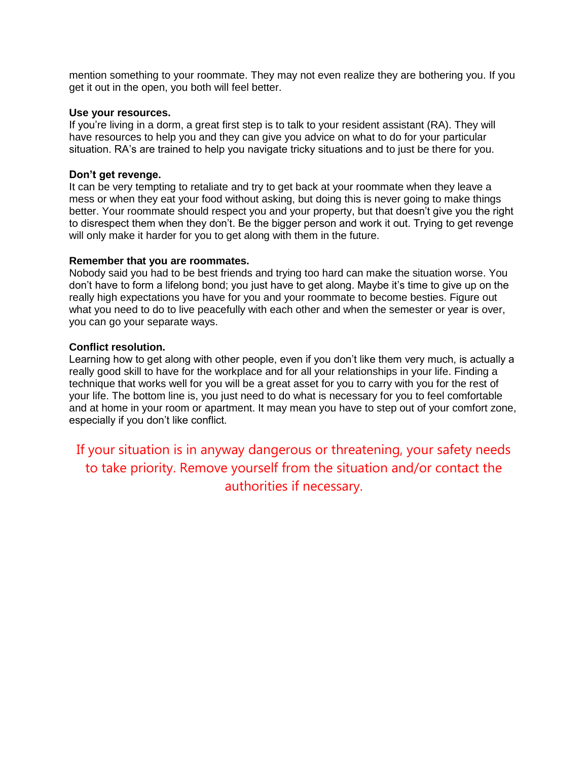mention something to your roommate. They may not even realize they are bothering you. If you get it out in the open, you both will feel better.

**Use your resources.**
If you're living in a dorm, a great first step is to talk to your resident assistant (RA). They will have resources to help you and they can give you advice on what to do for your particular situation. RA's are trained to help you navigate tricky situations and to just be there for you.

**Don't get revenge.**
It can be very tempting to retaliate and try to get back at your roommate when they leave a mess or when they eat your food without asking, but doing this is never going to make things better. Your roommate should respect you and your property, but that doesn't give you the right to disrespect them when they don't. Be the bigger person and work it out. Trying to get revenge will only make it harder for you to get along with them in the future.

**Remember that you are roommates.**
Nobody said you had to be best friends and trying too hard can make the situation worse. You don't have to form a lifelong bond; you just have to get along. Maybe it's time to give up on the really high expectations you have for you and your roommate to become besties. Figure out what you need to do to live peacefully with each other and when the semester or year is over, you can go your separate ways.

**Conflict resolution.**
Learning how to get along with other people, even if you don't like them very much, is actually a really good skill to have for the workplace and for all your relationships in your life. Finding a technique that works well for you will be a great asset for you to carry with you for the rest of your life. The bottom line is, you just need to do what is necessary for you to feel comfortable and at home in your room or apartment. It may mean you have to step out of your comfort zone, especially if you don't like conflict.

If your situation is in anyway dangerous or threatening, your safety needs to take priority. Remove yourself from the situation and/or contact the authorities if necessary.